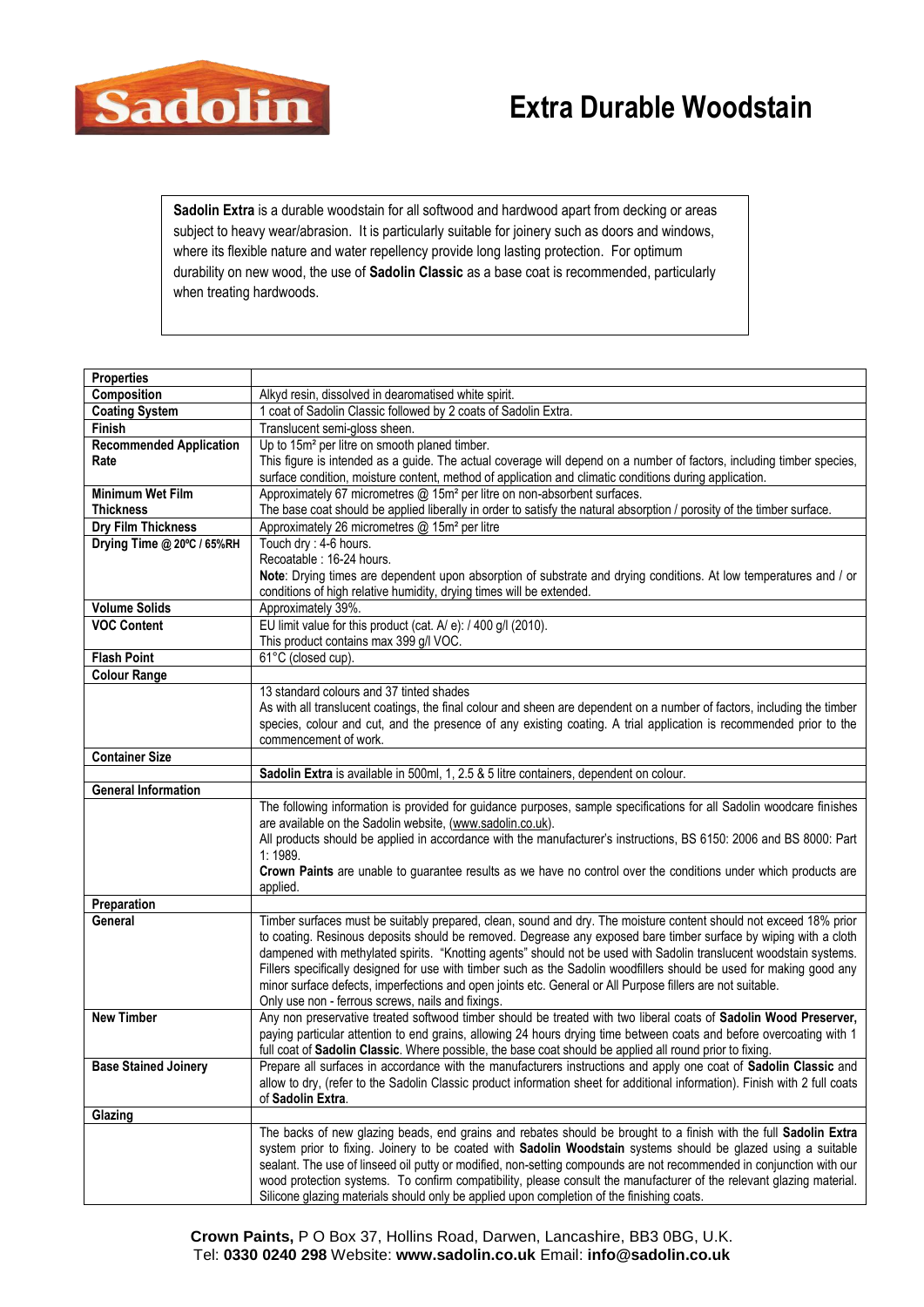# Extra Durable Woodstain

**Sadolin Extra** is a durable woodstain for all softwood and hardwood apart from decking or areas subject to heavy wear/abrasion. It is particularly suitable for joinery such as doors and windows, where its flexible nature and water repellency provide long lasting protection. For optimum durability on new wood, the use of **Sadolin Classic** as a base coat is recommended, particularly when treating hardwoods.

| **Properties** | |
|---|---|
| **Composition** | Alkyd resin, dissolved in dearomatised white spirit. |
| **Coating System** | 1 coat of Sadolin Classic followed by 2 coats of Sadolin Extra. |
| **Finish** | Translucent semi-gloss sheen. |
| **Recommended Application Rate** | Up to 15m² per litre on smooth planed timber.<br>This figure is intended as a guide. The actual coverage will depend on a number of factors, including timber species, surface condition, moisture content, method of application and climatic conditions during application. |
| **Minimum Wet Film Thickness** | Approximately 67 micrometres @ 15m² per litre on non-absorbent surfaces.<br>The base coat should be applied liberally in order to satisfy the natural absorption / porosity of the timber surface. |
| **Dry Film Thickness** | Approximately 26 micrometres @ 15m² per litre |
| **Drying Time @ 20ºC / 65%RH** | Touch dry : 4-6 hours.<br>Recoatable : 16-24 hours.<br>**Note**: Drying times are dependent upon absorption of substrate and drying conditions. At low temperatures and / or conditions of high relative humidity, drying times will be extended. |
| **Volume Solids** | Approximately 39%. |
| **VOC Content** | EU limit value for this product (cat. A/ e): / 400 g/l (2010).<br>This product contains max 399 g/l VOC. |
| **Flash Point** | 61°C (closed cup). |
| **Colour Range** | |
| | 13 standard colours and 37 tinted shades<br>As with all translucent coatings, the final colour and sheen are dependent on a number of factors, including the timber species, colour and cut, and the presence of any existing coating. A trial application is recommended prior to the commencement of work. |
| **Container Size** | |
| | **Sadolin Extra** is available in 500ml, 1, 2.5 & 5 litre containers, dependent on colour. |
| **General Information** | |
| | The following information is provided for guidance purposes, sample specifications for all Sadolin woodcare finishes are available on the Sadolin website, (www.sadolin.co.uk).<br>All products should be applied in accordance with the manufacturer's instructions, BS 6150: 2006 and BS 8000: Part 1: 1989.<br>**Crown Paints** are unable to guarantee results as we have no control over the conditions under which products are applied. |
| **Preparation** | |
| **General** | Timber surfaces must be suitably prepared, clean, sound and dry. The moisture content should not exceed 18% prior to coating. Resinous deposits should be removed. Degrease any exposed bare timber surface by wiping with a cloth dampened with methylated spirits. "Knotting agents" should not be used with Sadolin translucent woodstain systems. Fillers specifically designed for use with timber such as the Sadolin woodfillers should be used for making good any minor surface defects, imperfections and open joints etc. General or All Purpose fillers are not suitable.<br>Only use non - ferrous screws, nails and fixings. |
| **New Timber** | Any non preservative treated softwood timber should be treated with two liberal coats of **Sadolin Wood Preserver,** paying particular attention to end grains, allowing 24 hours drying time between coats and before overcoating with 1 full coat of **Sadolin Classic**. Where possible, the base coat should be applied all round prior to fixing. |
| **Base Stained Joinery** | Prepare all surfaces in accordance with the manufacturers instructions and apply one coat of **Sadolin Classic** and allow to dry, (refer to the Sadolin Classic product information sheet for additional information). Finish with 2 full coats of **Sadolin Extra**. |
| **Glazing** | |
| | The backs of new glazing beads, end grains and rebates should be brought to a finish with the full **Sadolin Extra** system prior to fixing. Joinery to be coated with **Sadolin Woodstain** systems should be glazed using a suitable sealant. The use of linseed oil putty or modified, non-setting compounds are not recommended in conjunction with our wood protection systems. To confirm compatibility, please consult the manufacturer of the relevant glazing material. Silicone glazing materials should only be applied upon completion of the finishing coats. |

**Crown Paints,** P O Box 37, Hollins Road, Darwen, Lancashire, BB3 0BG, U.K.
Tel: **0330 0240 298** Website: **www.sadolin.co.uk** Email: **info@sadolin.co.uk**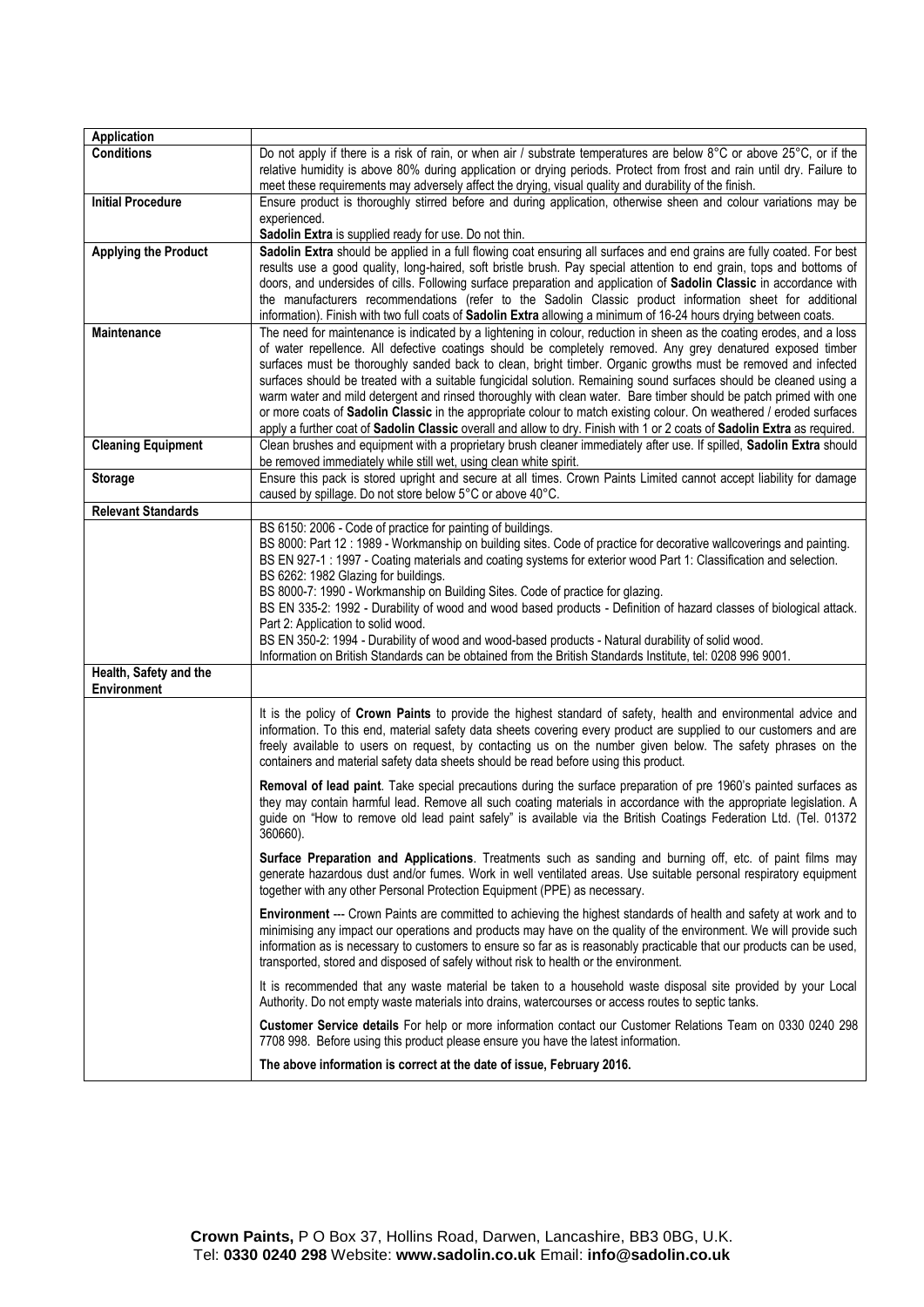| Application | |
|---|---|
| **Conditions** | Do not apply if there is a risk of rain, or when air / substrate temperatures are below 8°C or above 25°C, or if the relative humidity is above 80% during application or drying periods. Protect from frost and rain until dry. Failure to meet these requirements may adversely affect the drying, visual quality and durability of the finish. |
| **Initial Procedure** | Ensure product is thoroughly stirred before and during application, otherwise sheen and colour variations may be experienced.<br>**Sadolin Extra** is supplied ready for use. Do not thin. |
| **Applying the Product** | **Sadolin Extra** should be applied in a full flowing coat ensuring all surfaces and end grains are fully coated. For best results use a good quality, long-haired, soft bristle brush. Pay special attention to end grain, tops and bottoms of doors, and undersides of cills. Following surface preparation and application of **Sadolin Classic** in accordance with the manufacturers recommendations (refer to the Sadolin Classic product information sheet for additional information). Finish with two full coats of **Sadolin Extra** allowing a minimum of 16-24 hours drying between coats. |
| **Maintenance** | The need for maintenance is indicated by a lightening in colour, reduction in sheen as the coating erodes, and a loss of water repellence. All defective coatings should be completely removed. Any grey denatured exposed timber surfaces must be thoroughly sanded back to clean, bright timber. Organic growths must be removed and infected surfaces should be treated with a suitable fungicidal solution. Remaining sound surfaces should be cleaned using a warm water and mild detergent and rinsed thoroughly with clean water. Bare timber should be patch primed with one or more coats of **Sadolin Classic** in the appropriate colour to match existing colour. On weathered / eroded surfaces apply a further coat of **Sadolin Classic** overall and allow to dry. Finish with 1 or 2 coats of **Sadolin Extra** as required. |
| **Cleaning Equipment** | Clean brushes and equipment with a proprietary brush cleaner immediately after use. If spilled, **Sadolin Extra** should be removed immediately while still wet, using clean white spirit. |
| **Storage** | Ensure this pack is stored upright and secure at all times. Crown Paints Limited cannot accept liability for damage caused by spillage. Do not store below 5°C or above 40°C. |
| **Relevant Standards** | |
| | BS 6150: 2006 - Code of practice for painting of buildings.<br>BS 8000: Part 12 : 1989 - Workmanship on building sites. Code of practice for decorative wallcoverings and painting.<br>BS EN 927-1 : 1997 - Coating materials and coating systems for exterior wood Part 1: Classification and selection.<br>BS 6262: 1982 Glazing for buildings.<br>BS 8000-7: 1990 - Workmanship on Building Sites. Code of practice for glazing.<br>BS EN 335-2: 1992 - Durability of wood and wood based products - Definition of hazard classes of biological attack. Part 2: Application to solid wood.<br>BS EN 350-2: 1994 - Durability of wood and wood-based products - Natural durability of solid wood.<br>Information on British Standards can be obtained from the British Standards Institute, tel: 0208 996 9001. |
| **Health, Safety and the Environment** | |
| | It is the policy of **Crown Paints** to provide the highest standard of safety, health and environmental advice and information. To this end, material safety data sheets covering every product are supplied to our customers and are freely available to users on request, by contacting us on the number given below. The safety phrases on the containers and material safety data sheets should be read before using this product.<br><br>**Removal of lead paint**. Take special precautions during the surface preparation of pre 1960's painted surfaces as they may contain harmful lead. Remove all such coating materials in accordance with the appropriate legislation. A guide on "How to remove old lead paint safely" is available via the British Coatings Federation Ltd. (Tel. 01372 360660).<br><br>**Surface Preparation and Applications**. Treatments such as sanding and burning off, etc. of paint films may generate hazardous dust and/or fumes. Work in well ventilated areas. Use suitable personal respiratory equipment together with any other Personal Protection Equipment (PPE) as necessary.<br><br>**Environment** --- Crown Paints are committed to achieving the highest standards of health and safety at work and to minimising any impact our operations and products may have on the quality of the environment. We will provide such information as is necessary to customers to ensure so far as is reasonably practicable that our products can be used, transported, stored and disposed of safely without risk to health or the environment.<br><br>It is recommended that any waste material be taken to a household waste disposal site provided by your Local Authority. Do not empty waste materials into drains, watercourses or access routes to septic tanks.<br><br>**Customer Service details** For help or more information contact our Customer Relations Team on 0330 0240 298 7708 998. Before using this product please ensure you have the latest information.<br><br>**The above information is correct at the date of issue, February 2016.** |

**Crown Paints,** P O Box 37, Hollins Road, Darwen, Lancashire, BB3 0BG, U.K.
Tel: **0330 0240 298** Website: **www.sadolin.co.uk** Email: **info@sadolin.co.uk**